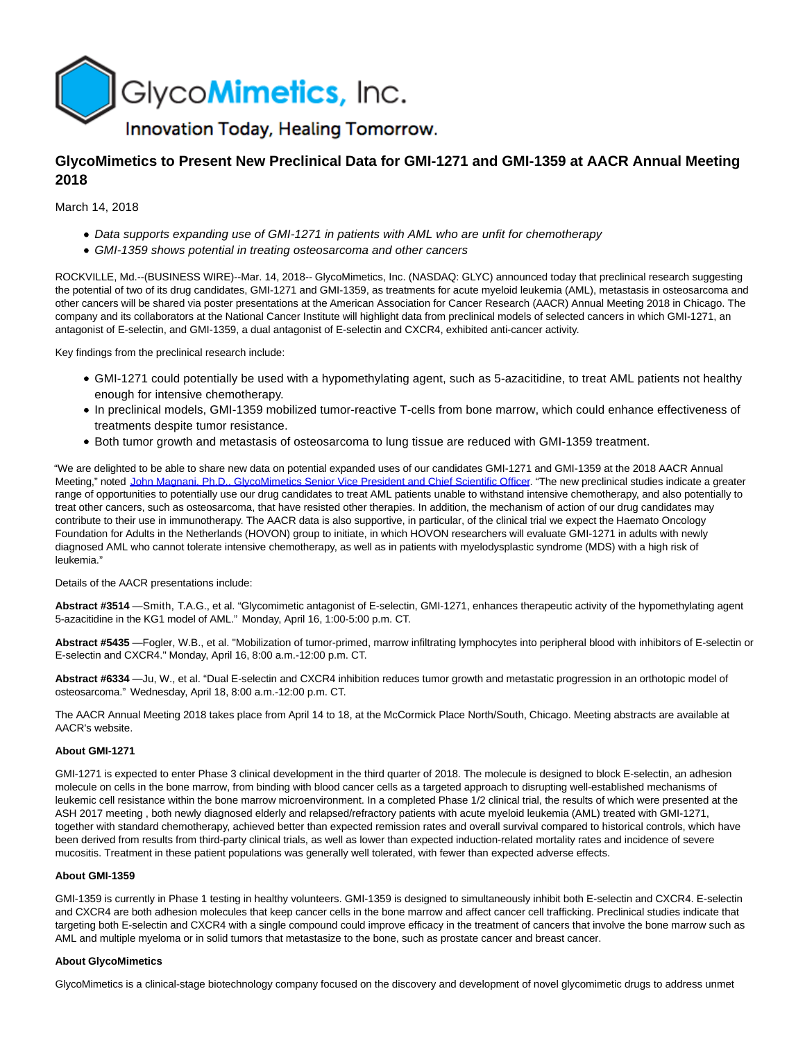GlycoMimetics, Inc.

Innovation Today, Healing Tomorrow.

# GlycoMimetics to Present New Preclinical Data for GMI-1271 and GMI-1359 at AACR Annual Meeting 2018

March 14, 2018

- *Data supports expanding use of GMI-1271 in patients with AML who are unfit for chemotherapy*
- *GMI-1359 shows potential in treating osteosarcoma and other cancers*

ROCKVILLE, Md.--(BUSINESS WIRE)--Mar. 14, 2018-- GlycoMimetics, Inc. (NASDAQ: GLYC) announced today that preclinical research suggesting the potential of two of its drug candidates, GMI-1271 and GMI-1359, as treatments for acute myeloid leukemia (AML), metastasis in osteosarcoma and other cancers will be shared via poster presentations at the American Association for Cancer Research (AACR) Annual Meeting 2018 in Chicago. The company and its collaborators at the National Cancer Institute will highlight data from preclinical models of selected cancers in which GMI-1271, an antagonist of E-selectin, and GMI-1359, a dual antagonist of E-selectin and CXCR4, exhibited anti-cancer activity.

Key findings from the preclinical research include:

- GMI-1271 could potentially be used with a hypomethylating agent, such as 5-azacitidine, to treat AML patients not healthy enough for intensive chemotherapy.
- In preclinical models, GMI-1359 mobilized tumor-reactive T-cells from bone marrow, which could enhance effectiveness of treatments despite tumor resistance.
- Both tumor growth and metastasis of osteosarcoma to lung tissue are reduced with GMI-1359 treatment.

"We are delighted to be able to share new data on potential expanded uses of our candidates GMI-1271 and GMI-1359 at the 2018 AACR Annual Meeting," noted John Magnani, Ph.D., GlycoMimetics Senior Vice President and Chief Scientific Officer. "The new preclinical studies indicate a greater range of opportunities to potentially use our drug candidates to treat AML patients unable to withstand intensive chemotherapy, and also potentially to treat other cancers, such as osteosarcoma, that have resisted other therapies. In addition, the mechanism of action of our drug candidates may contribute to their use in immunotherapy. The AACR data is also supportive, in particular, of the clinical trial we expect the Haemato Oncology Foundation for Adults in the Netherlands (HOVON) group to initiate, in which HOVON researchers will evaluate GMI-1271 in adults with newly diagnosed AML who cannot tolerate intensive chemotherapy, as well as in patients with myelodysplastic syndrome (MDS) with a high risk of leukemia."

Details of the AACR presentations include:

**Abstract #3514** —Smith, T.A.G., et al. "Glycomimetic antagonist of E-selectin, GMI-1271, enhances therapeutic activity of the hypomethylating agent 5-azacitidine in the KG1 model of AML." Monday, April 16, 1:00-5:00 p.m. CT.

**Abstract #5435** —Fogler, W.B., et al. "Mobilization of tumor-primed, marrow infiltrating lymphocytes into peripheral blood with inhibitors of E-selectin or E-selectin and CXCR4." Monday, April 16, 8:00 a.m.-12:00 p.m. CT.

**Abstract #6334** —Ju, W., et al. "Dual E-selectin and CXCR4 inhibition reduces tumor growth and metastatic progression in an orthotopic model of osteosarcoma." Wednesday, April 18, 8:00 a.m.-12:00 p.m. CT.

The AACR Annual Meeting 2018 takes place from April 14 to 18, at the McCormick Place North/South, Chicago. Meeting abstracts are available at AACR's website.

**About GMI-1271**

GMI-1271 is expected to enter Phase 3 clinical development in the third quarter of 2018. The molecule is designed to block E-selectin, an adhesion molecule on cells in the bone marrow, from binding with blood cancer cells as a targeted approach to disrupting well-established mechanisms of leukemic cell resistance within the bone marrow microenvironment. In a completed Phase 1/2 clinical trial, the results of which were presented at the ASH 2017 meeting , both newly diagnosed elderly and relapsed/refractory patients with acute myeloid leukemia (AML) treated with GMI-1271, together with standard chemotherapy, achieved better than expected remission rates and overall survival compared to historical controls, which have been derived from results from third-party clinical trials, as well as lower than expected induction-related mortality rates and incidence of severe mucositis. Treatment in these patient populations was generally well tolerated, with fewer than expected adverse effects.

**About GMI-1359**

GMI-1359 is currently in Phase 1 testing in healthy volunteers. GMI-1359 is designed to simultaneously inhibit both E-selectin and CXCR4. E-selectin and CXCR4 are both adhesion molecules that keep cancer cells in the bone marrow and affect cancer cell trafficking. Preclinical studies indicate that targeting both E-selectin and CXCR4 with a single compound could improve efficacy in the treatment of cancers that involve the bone marrow such as AML and multiple myeloma or in solid tumors that metastasize to the bone, such as prostate cancer and breast cancer.

**About GlycoMimetics**

GlycoMimetics is a clinical-stage biotechnology company focused on the discovery and development of novel glycomimetic drugs to address unmet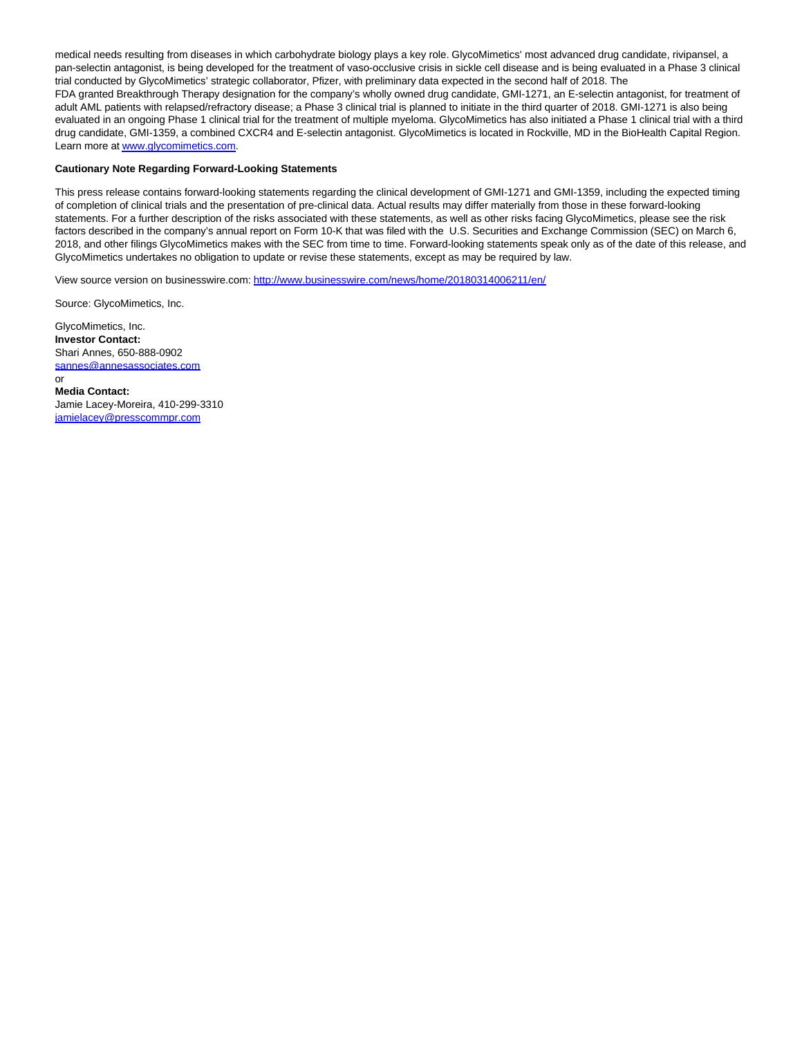medical needs resulting from diseases in which carbohydrate biology plays a key role. GlycoMimetics' most advanced drug candidate, rivipansel, a pan-selectin antagonist, is being developed for the treatment of vaso-occlusive crisis in sickle cell disease and is being evaluated in a Phase 3 clinical trial conducted by GlycoMimetics' strategic collaborator, Pfizer, with preliminary data expected in the second half of 2018. The FDA granted Breakthrough Therapy designation for the company's wholly owned drug candidate, GMI-1271, an E-selectin antagonist, for treatment of adult AML patients with relapsed/refractory disease; a Phase 3 clinical trial is planned to initiate in the third quarter of 2018. GMI-1271 is also being evaluated in an ongoing Phase 1 clinical trial for the treatment of multiple myeloma. GlycoMimetics has also initiated a Phase 1 clinical trial with a third drug candidate, GMI-1359, a combined CXCR4 and E-selectin antagonist. GlycoMimetics is located in Rockville, MD in the BioHealth Capital Region. Learn more at [www.glycomimetics.com](http://www.glycomimetics.com).

**Cautionary Note Regarding Forward-Looking Statements**

This press release contains forward-looking statements regarding the clinical development of GMI-1271 and GMI-1359, including the expected timing of completion of clinical trials and the presentation of pre-clinical data. Actual results may differ materially from those in these forward-looking statements. For a further description of the risks associated with these statements, as well as other risks facing GlycoMimetics, please see the risk factors described in the company's annual report on Form 10-K that was filed with the U.S. Securities and Exchange Commission (SEC) on March 6, 2018, and other filings GlycoMimetics makes with the SEC from time to time. Forward-looking statements speak only as of the date of this release, and GlycoMimetics undertakes no obligation to update or revise these statements, except as may be required by law.

View source version on businesswire.com: [http://www.businesswire.com/news/home/20180314006211/en/](http://www.businesswire.com/news/home/20180314006211/en/)

Source: GlycoMimetics, Inc.

GlycoMimetics, Inc.
**Investor Contact:**
Shari Annes, 650-888-0902
[sannes@annesassociates.com](mailto:sannes@annesassociates.com)
or
**Media Contact:**
Jamie Lacey-Moreira, 410-299-3310
[jamielacey@presscommpr.com](mailto:jamielacey@presscommpr.com)